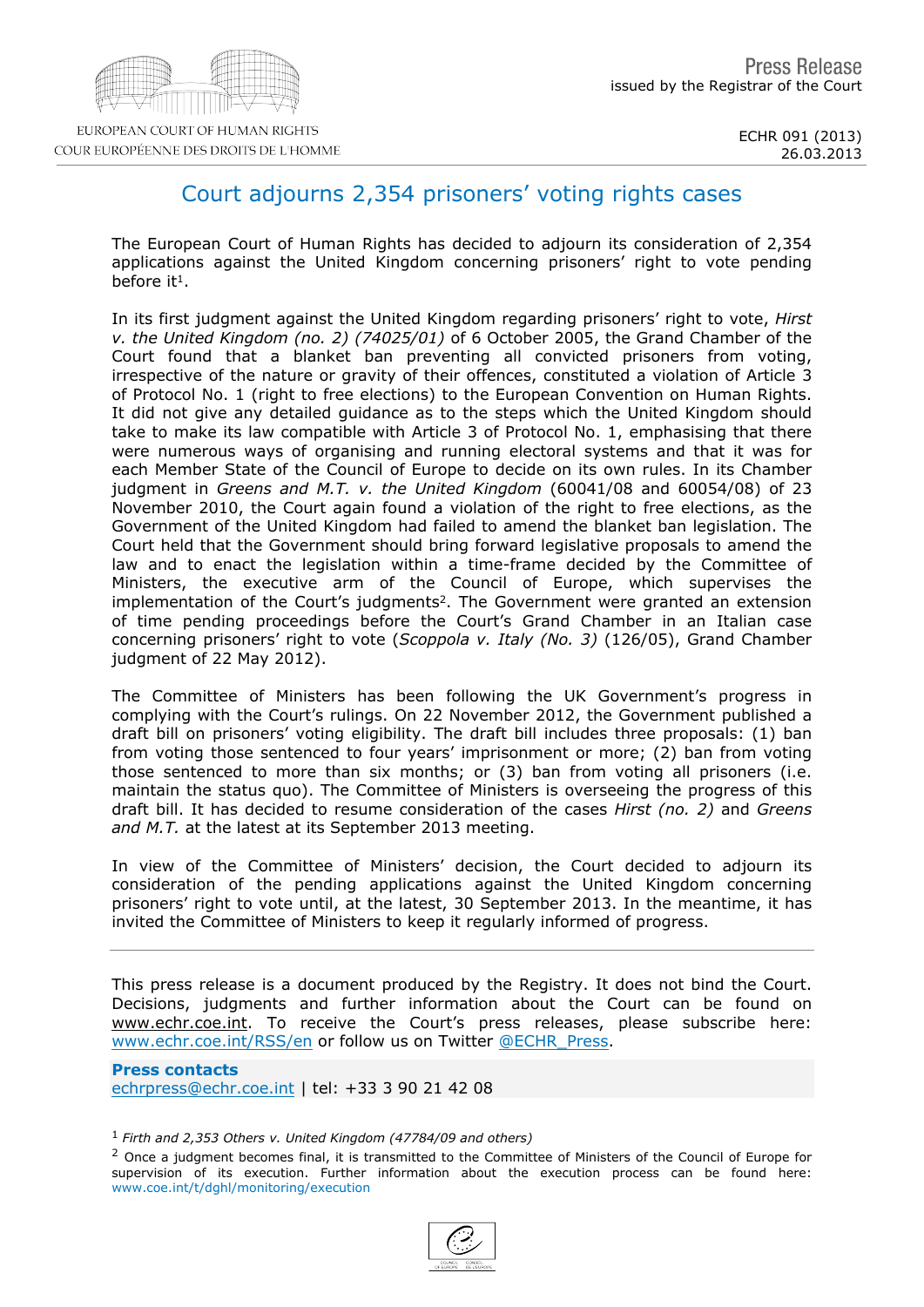EUROPEAN COURT OF HUMAN RIGHTS
COUR EUROPÉENNE DES DROITS DE L'HOMME

Press Release
issued by the Registrar of the Court

ECHR 091 (2013)
26.03.2013

# Court adjourns 2,354 prisoners' voting rights cases

The European Court of Human Rights has decided to adjourn its consideration of 2,354 applications against the United Kingdom concerning prisoners' right to vote pending before it[1].

In its first judgment against the United Kingdom regarding prisoners' right to vote, *Hirst v. the United Kingdom (no. 2) (74025/01)* of 6 October 2005, the Grand Chamber of the Court found that a blanket ban preventing all convicted prisoners from voting, irrespective of the nature or gravity of their offences, constituted a violation of Article 3 of Protocol No. 1 (right to free elections) to the European Convention on Human Rights. It did not give any detailed guidance as to the steps which the United Kingdom should take to make its law compatible with Article 3 of Protocol No. 1, emphasising that there were numerous ways of organising and running electoral systems and that it was for each Member State of the Council of Europe to decide on its own rules. In its Chamber judgment in *Greens and M.T. v. the United Kingdom* (60041/08 and 60054/08) of 23 November 2010, the Court again found a violation of the right to free elections, as the Government of the United Kingdom had failed to amend the blanket ban legislation. The Court held that the Government should bring forward legislative proposals to amend the law and to enact the legislation within a time-frame decided by the Committee of Ministers, the executive arm of the Council of Europe, which supervises the implementation of the Court's judgments[2]. The Government were granted an extension of time pending proceedings before the Court's Grand Chamber in an Italian case concerning prisoners' right to vote (*Scoppola v. Italy (No. 3)* (126/05), Grand Chamber judgment of 22 May 2012).

The Committee of Ministers has been following the UK Government's progress in complying with the Court's rulings. On 22 November 2012, the Government published a draft bill on prisoners' voting eligibility. The draft bill includes three proposals: (1) ban from voting those sentenced to four years' imprisonment or more; (2) ban from voting those sentenced to more than six months; or (3) ban from voting all prisoners (i.e. maintain the status quo). The Committee of Ministers is overseeing the progress of this draft bill. It has decided to resume consideration of the cases *Hirst (no. 2)* and *Greens and M.T.* at the latest at its September 2013 meeting.

In view of the Committee of Ministers' decision, the Court decided to adjourn its consideration of the pending applications against the United Kingdom concerning prisoners' right to vote until, at the latest, 30 September 2013. In the meantime, it has invited the Committee of Ministers to keep it regularly informed of progress.

---

This press release is a document produced by the Registry. It does not bind the Court. Decisions, judgments and further information about the Court can be found on www.echr.coe.int. To receive the Court's press releases, please subscribe here: www.echr.coe.int/RSS/en or follow us on Twitter @ECHR_Press.

**Press contacts**
echrpress@echr.coe.int | tel: +33 3 90 21 42 08

[1] *Firth and 2,353 Others v. United Kingdom (47784/09 and others)*

[2] Once a judgment becomes final, it is transmitted to the Committee of Ministers of the Council of Europe for supervision of its execution. Further information about the execution process can be found here: www.coe.int/t/dghl/monitoring/execution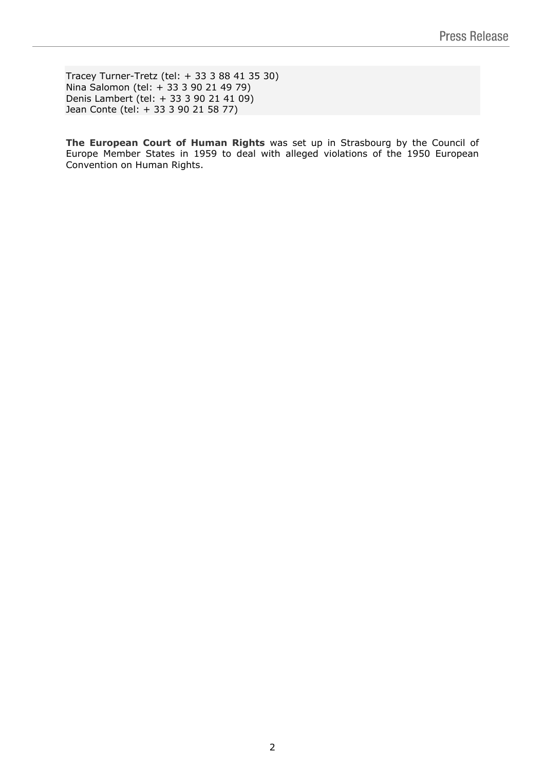Tracey Turner-Tretz (tel: + 33 3 88 41 35 30)
Nina Salomon (tel: + 33 3 90 21 49 79)
Denis Lambert (tel: + 33 3 90 21 41 09)
Jean Conte (tel: + 33 3 90 21 58 77)

**The European Court of Human Rights** was set up in Strasbourg by the Council of Europe Member States in 1959 to deal with alleged violations of the 1950 European Convention on Human Rights.